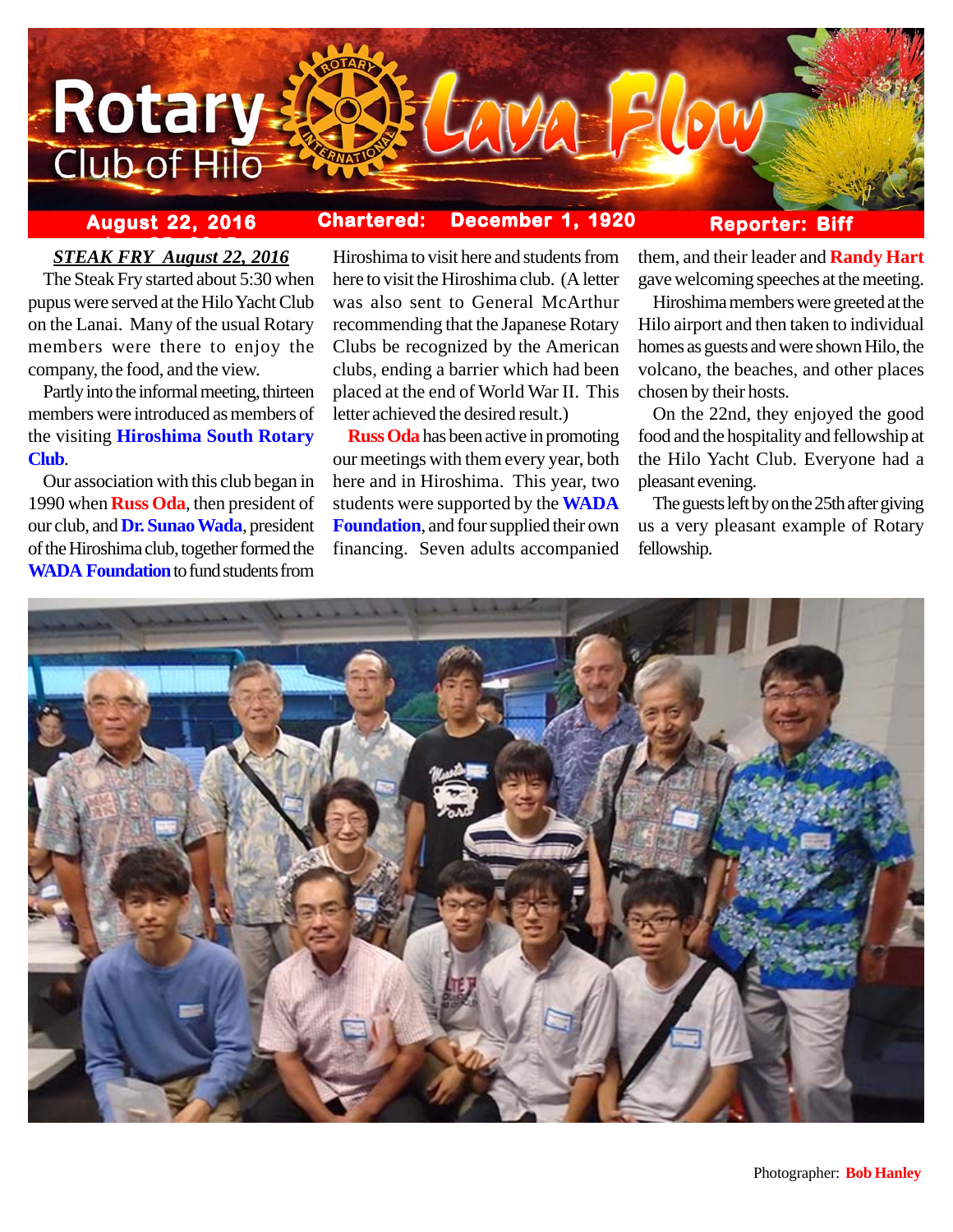# Rotary Club of Hilo — Lava Flow

**August 22, 2016** | **Chartered: December 1, 1920** | **Reporter: Biff**

***STEAK FRY August 22, 2016***

The Steak Fry started about 5:30 when pupus were served at the Hilo Yacht Club on the Lanai. Many of the usual Rotary members were there to enjoy the company, the food, and the view.

Partly into the informal meeting, thirteen members were introduced as members of the visiting **Hiroshima South Rotary Club**.

Our association with this club began in 1990 when **Russ Oda**, then president of our club, and **Dr. Sunao Wada**, president of the Hiroshima club, together formed the **WADA Foundation** to fund students from Hiroshima to visit here and students from here to visit the Hiroshima club. (A letter was also sent to General McArthur recommending that the Japanese Rotary Clubs be recognized by the American clubs, ending a barrier which had been placed at the end of World War II. This letter achieved the desired result.)

**Russ Oda** has been active in promoting our meetings with them every year, both here and in Hiroshima. This year, two students were supported by the **WADA Foundation**, and four supplied their own financing. Seven adults accompanied them, and their leader and **Randy Hart** gave welcoming speeches at the meeting.

Hiroshima members were greeted at the Hilo airport and then taken to individual homes as guests and were shown Hilo, the volcano, the beaches, and other places chosen by their hosts.

On the 22nd, they enjoyed the good food and the hospitality and fellowship at the Hilo Yacht Club. Everyone had a pleasant evening.

The guests left by on the 25th after giving us a very pleasant example of Rotary fellowship.

Photographer: **Bob Hanley**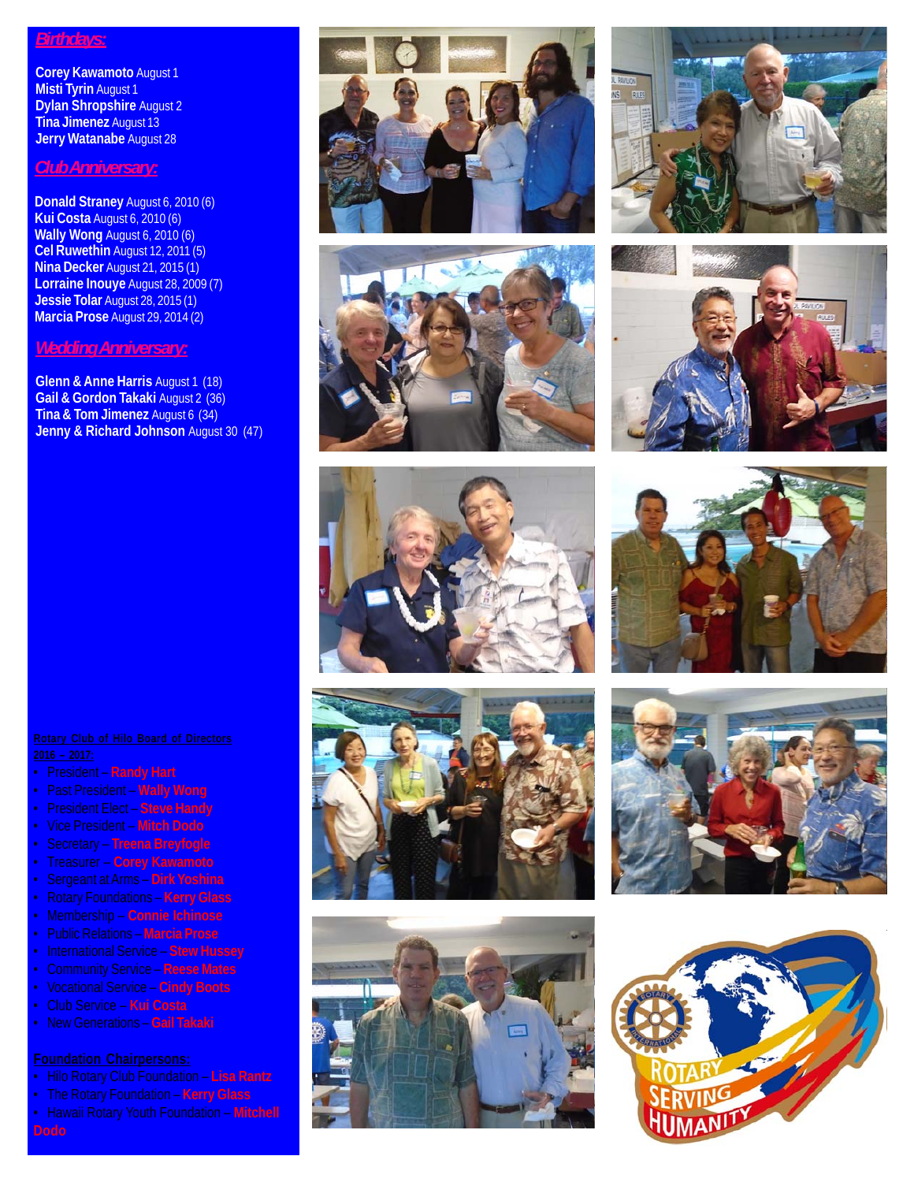## *Birthdays:*

**Corey Kawamoto** August 1
**Misti Tyrin** August 1
**Dylan Shropshire** August 2
**Tina Jimenez** August 13
**Jerry Watanabe** August 28

## *Club Anniversary:*

**Donald Straney** August 6, 2010 (6)
**Kui Costa** August 6, 2010 (6)
**Wally Wong** August 6, 2010 (6)
**Cel Ruwethin** August 12, 2011 (5)
**Nina Decker** August 21, 2015 (1)
**Lorraine Inouye** August 28, 2009 (7)
**Jessie Tolar** August 28, 2015 (1)
**Marcia Prose** August 29, 2014 (2)

## *Wedding Anniversary:*

**Glenn & Anne Harris** August 1 (18)
**Gail & Gordon Takaki** August 2 (36)
**Tina & Tom Jimenez** August 6 (34)
**Jenny & Richard Johnson** August 30 (47)

**Rotary Club of Hilo Board of Directors**
**2016 – 2017:**

- President – **Randy Hart**
- Past President – **Wally Wong**
- President Elect – **Steve Handy**
- Vice President – **Mitch Dodo**
- Secretary – **Treena Breyfogle**
- Treasurer – **Corey Kawamoto**
- Sergeant at Arms – **Dirk Yoshina**
- Rotary Foundations – **Kerry Glass**
- Membership – **Connie Ichinose**
- Public Relations – **Marcia Prose**
- International Service – **Stew Hussey**
- Community Service – **Reese Mates**
- Vocational Service – **Cindy Boots**
- Club Service – **Kui Costa**
- New Generations – **Gail Takaki**

**Foundation Chairpersons:**

- Hilo Rotary Club Foundation – **Lisa Rantz**
- The Rotary Foundation – **Kerry Glass**
- Hawaii Rotary Youth Foundation – **Mitchell Dodo**